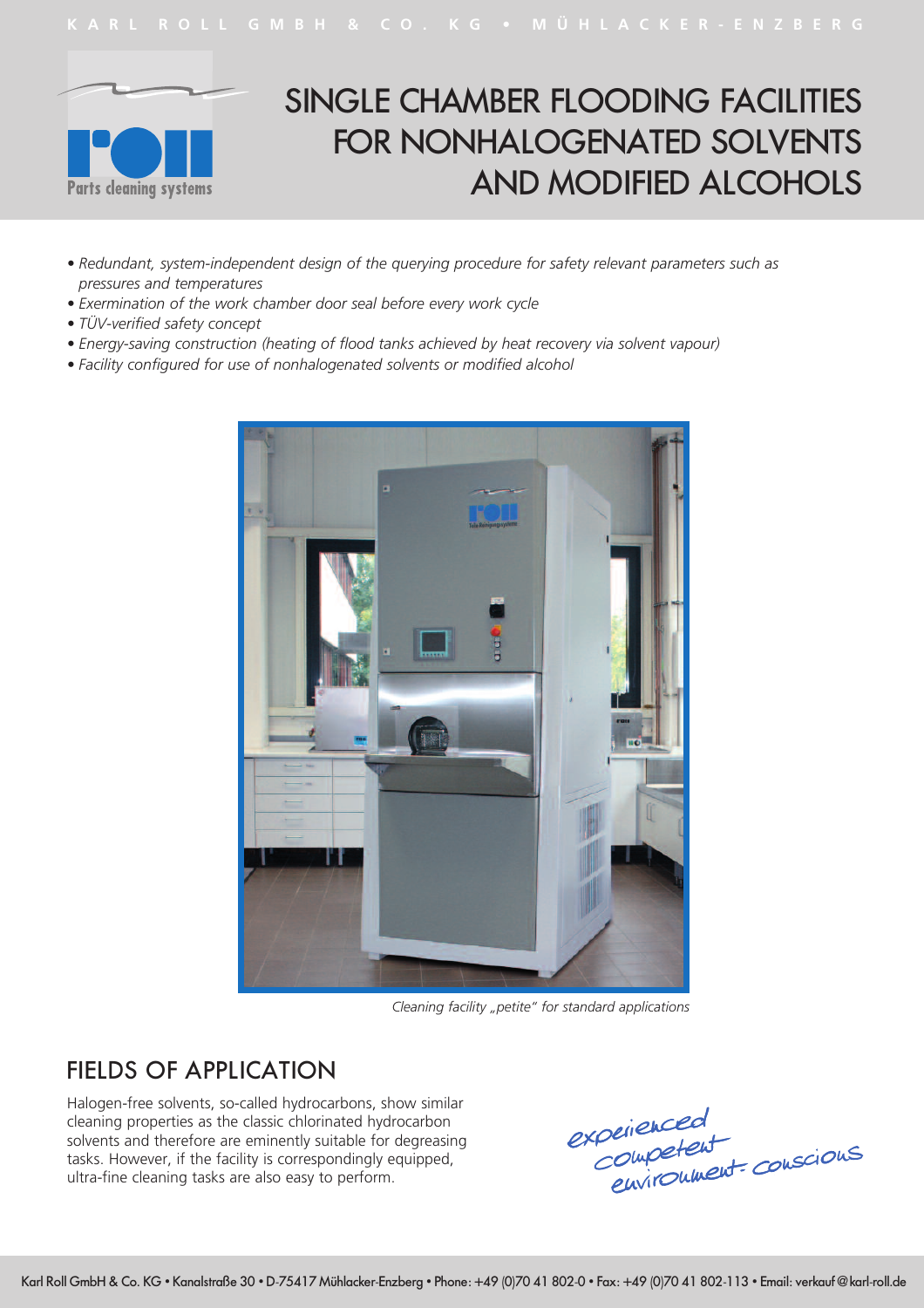# SINGLE CHAMBER FLOODING FACILITIES FOR NONHALOGENATED SOLVENTS AND MODIFIED ALCOHOLS

- *Redundant, system-independent design of the querying procedure for safety relevant parameters such as pressures and temperatures*
- *Exermination of the work chamber door seal before every work cycle*
- *TÜV-verified safety concept*
- *Energy-saving construction (heating of flood tanks achieved by heat recovery via solvent vapour)*
- *Facility configured for use of nonhalogenated solvents or modified alcohol*

*Cleaning facility „petite" for standard applications*

## FIELDS OF APPLICATION

Halogen-free solvents, so-called hydrocarbons, show similar cleaning properties as the classic chlorinated hydrocarbon solvents and therefore are eminently suitable for degreasing tasks. However, if the facility is correspondingly equipped, ultra-fine cleaning tasks are also easy to perform.

experienced
competent
environment-conscious

Karl Roll GmbH & Co. KG • Kanalstraße 30 • D-75417 Mühlacker-Enzberg • Phone: +49 (0)70 41 802-0 • Fax: +49 (0)70 41 802-113 • Email: verkauf@karl-roll.de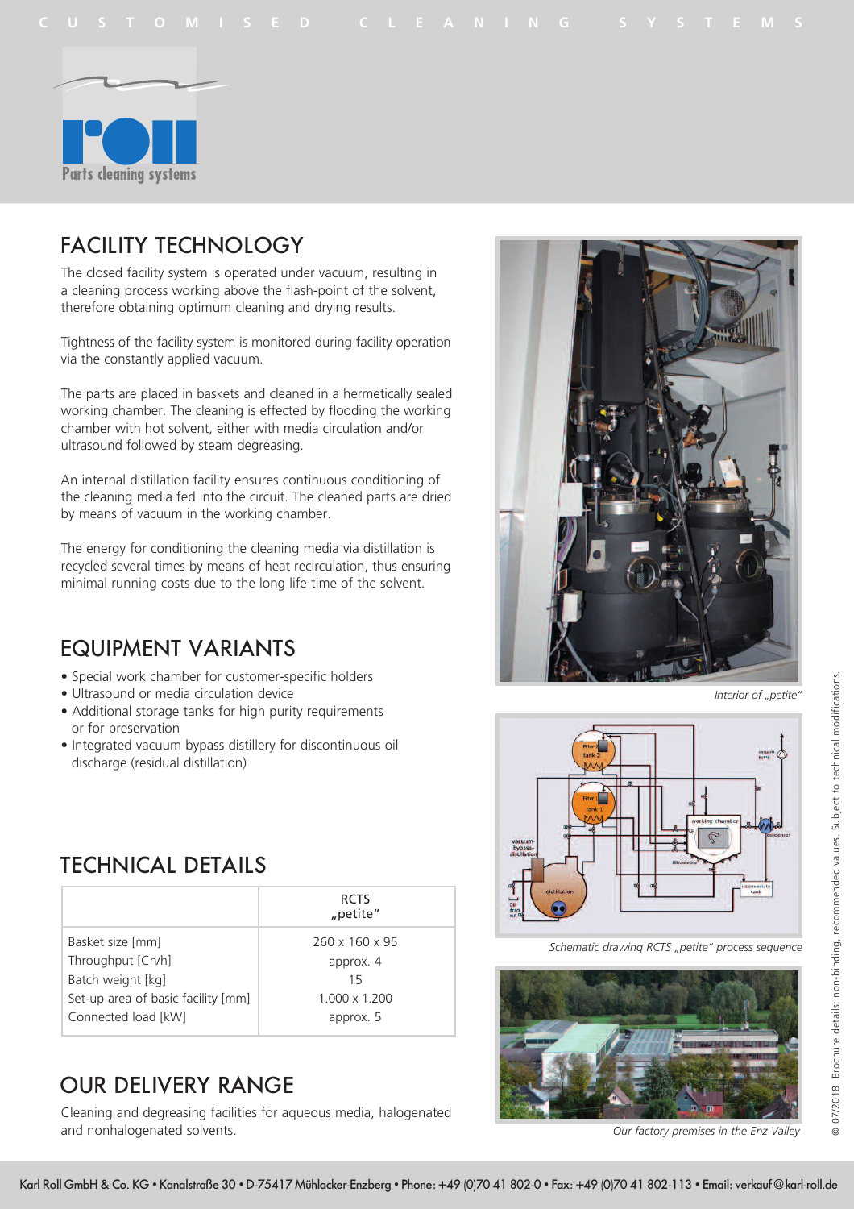CUSTOMISED CLEANING SYSTEMS

Parts cleaning systems

## FACILITY TECHNOLOGY

The closed facility system is operated under vacuum, resulting in a cleaning process working above the flash-point of the solvent, therefore obtaining optimum cleaning and drying results.

Tightness of the facility system is monitored during facility operation via the constantly applied vacuum.

The parts are placed in baskets and cleaned in a hermetically sealed working chamber. The cleaning is effected by flooding the working chamber with hot solvent, either with media circulation and/or ultrasound followed by steam degreasing.

An internal distillation facility ensures continuous conditioning of the cleaning media fed into the circuit. The cleaned parts are dried by means of vacuum in the working chamber.

The energy for conditioning the cleaning media via distillation is recycled several times by means of heat recirculation, thus ensuring minimal running costs due to the long life time of the solvent.

*Interior of „petite"*

## EQUIPMENT VARIANTS

- Special work chamber for customer-specific holders
- Ultrasound or media circulation device
- Additional storage tanks for high purity requirements or for preservation
- Integrated vacuum bypass distillery for discontinuous oil discharge (residual distillation)

*Schematic drawing RCTS „petite" process sequence*

## TECHNICAL DETAILS

| | RCTS „petite" |
|---|---|
| Basket size [mm] | 260 x 160 x 95 |
| Throughput [Ch/h] | approx. 4 |
| Batch weight [kg] | 15 |
| Set-up area of basic facility [mm] | 1.000 x 1.200 |
| Connected load [kW] | approx. 5 |

## OUR DELIVERY RANGE

Cleaning and degreasing facilities for aqueous media, halogenated and nonhalogenated solvents.

*Our factory premises in the Enz Valley*

© 07/2018 Brochure details: non-binding, recommended values. Subject to technical modifications.

Karl Roll GmbH & Co. KG • Kanalstraße 30 • D-75417 Mühlacker-Enzberg • Phone: +49 (0)70 41 802-0 • Fax: +49 (0)70 41 802-113 • Email: verkauf@karl-roll.de